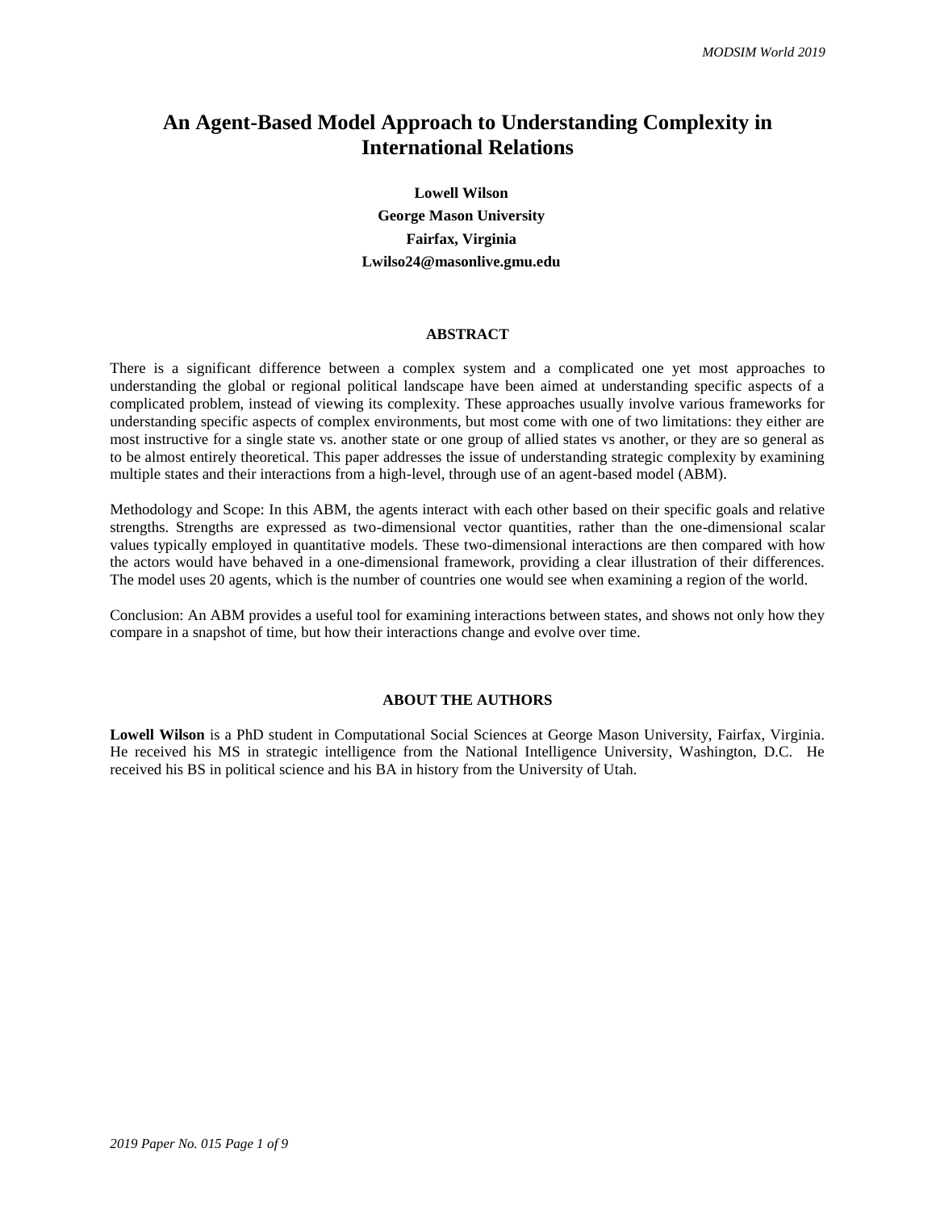# An Agent-Based Model Approach to Understanding Complexity in International Relations

**Lowell Wilson**
**George Mason University**
**Fairfax, Virginia**
**Lwilso24@masonlive.gmu.edu**

## ABSTRACT

There is a significant difference between a complex system and a complicated one yet most approaches to understanding the global or regional political landscape have been aimed at understanding specific aspects of a complicated problem, instead of viewing its complexity. These approaches usually involve various frameworks for understanding specific aspects of complex environments, but most come with one of two limitations: they either are most instructive for a single state vs. another state or one group of allied states vs another, or they are so general as to be almost entirely theoretical. This paper addresses the issue of understanding strategic complexity by examining multiple states and their interactions from a high-level, through use of an agent-based model (ABM).

Methodology and Scope: In this ABM, the agents interact with each other based on their specific goals and relative strengths. Strengths are expressed as two-dimensional vector quantities, rather than the one-dimensional scalar values typically employed in quantitative models. These two-dimensional interactions are then compared with how the actors would have behaved in a one-dimensional framework, providing a clear illustration of their differences. The model uses 20 agents, which is the number of countries one would see when examining a region of the world.

Conclusion: An ABM provides a useful tool for examining interactions between states, and shows not only how they compare in a snapshot of time, but how their interactions change and evolve over time.

## ABOUT THE AUTHORS

**Lowell Wilson** is a PhD student in Computational Social Sciences at George Mason University, Fairfax, Virginia. He received his MS in strategic intelligence from the National Intelligence University, Washington, D.C. He received his BS in political science and his BA in history from the University of Utah.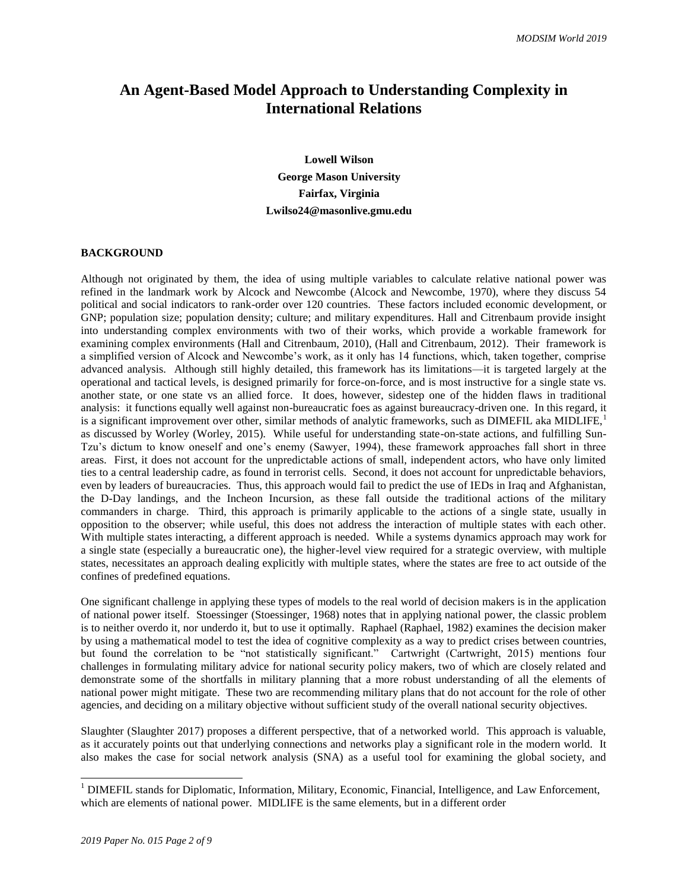# An Agent-Based Model Approach to Understanding Complexity in International Relations

**Lowell Wilson**
**George Mason University**
**Fairfax, Virginia**
**Lwilso24@masonlive.gmu.edu**

## BACKGROUND

Although not originated by them, the idea of using multiple variables to calculate relative national power was refined in the landmark work by Alcock and Newcombe (Alcock and Newcombe, 1970), where they discuss 54 political and social indicators to rank-order over 120 countries. These factors included economic development, or GNP; population size; population density; culture; and military expenditures. Hall and Citrenbaum provide insight into understanding complex environments with two of their works, which provide a workable framework for examining complex environments (Hall and Citrenbaum, 2010), (Hall and Citrenbaum, 2012). Their framework is a simplified version of Alcock and Newcombe's work, as it only has 14 functions, which, taken together, comprise advanced analysis. Although still highly detailed, this framework has its limitations—it is targeted largely at the operational and tactical levels, is designed primarily for force-on-force, and is most instructive for a single state vs. another state, or one state vs an allied force. It does, however, sidestep one of the hidden flaws in traditional analysis: it functions equally well against non-bureaucratic foes as against bureaucracy-driven one. In this regard, it is a significant improvement over other, similar methods of analytic frameworks, such as DIMEFIL aka MIDLIFE,[1] as discussed by Worley (Worley, 2015). While useful for understanding state-on-state actions, and fulfilling Sun-Tzu's dictum to know oneself and one's enemy (Sawyer, 1994), these framework approaches fall short in three areas. First, it does not account for the unpredictable actions of small, independent actors, who have only limited ties to a central leadership cadre, as found in terrorist cells. Second, it does not account for unpredictable behaviors, even by leaders of bureaucracies. Thus, this approach would fail to predict the use of IEDs in Iraq and Afghanistan, the D-Day landings, and the Incheon Incursion, as these fall outside the traditional actions of the military commanders in charge. Third, this approach is primarily applicable to the actions of a single state, usually in opposition to the observer; while useful, this does not address the interaction of multiple states with each other. With multiple states interacting, a different approach is needed. While a systems dynamics approach may work for a single state (especially a bureaucratic one), the higher-level view required for a strategic overview, with multiple states, necessitates an approach dealing explicitly with multiple states, where the states are free to act outside of the confines of predefined equations.

One significant challenge in applying these types of models to the real world of decision makers is in the application of national power itself. Stoessinger (Stoessinger, 1968) notes that in applying national power, the classic problem is to neither overdo it, nor underdo it, but to use it optimally. Raphael (Raphael, 1982) examines the decision maker by using a mathematical model to test the idea of cognitive complexity as a way to predict crises between countries, but found the correlation to be "not statistically significant." Cartwright (Cartwright, 2015) mentions four challenges in formulating military advice for national security policy makers, two of which are closely related and demonstrate some of the shortfalls in military planning that a more robust understanding of all the elements of national power might mitigate. These two are recommending military plans that do not account for the role of other agencies, and deciding on a military objective without sufficient study of the overall national security objectives.

Slaughter (Slaughter 2017) proposes a different perspective, that of a networked world. This approach is valuable, as it accurately points out that underlying connections and networks play a significant role in the modern world. It also makes the case for social network analysis (SNA) as a useful tool for examining the global society, and

[1] DIMEFIL stands for Diplomatic, Information, Military, Economic, Financial, Intelligence, and Law Enforcement, which are elements of national power. MIDLIFE is the same elements, but in a different order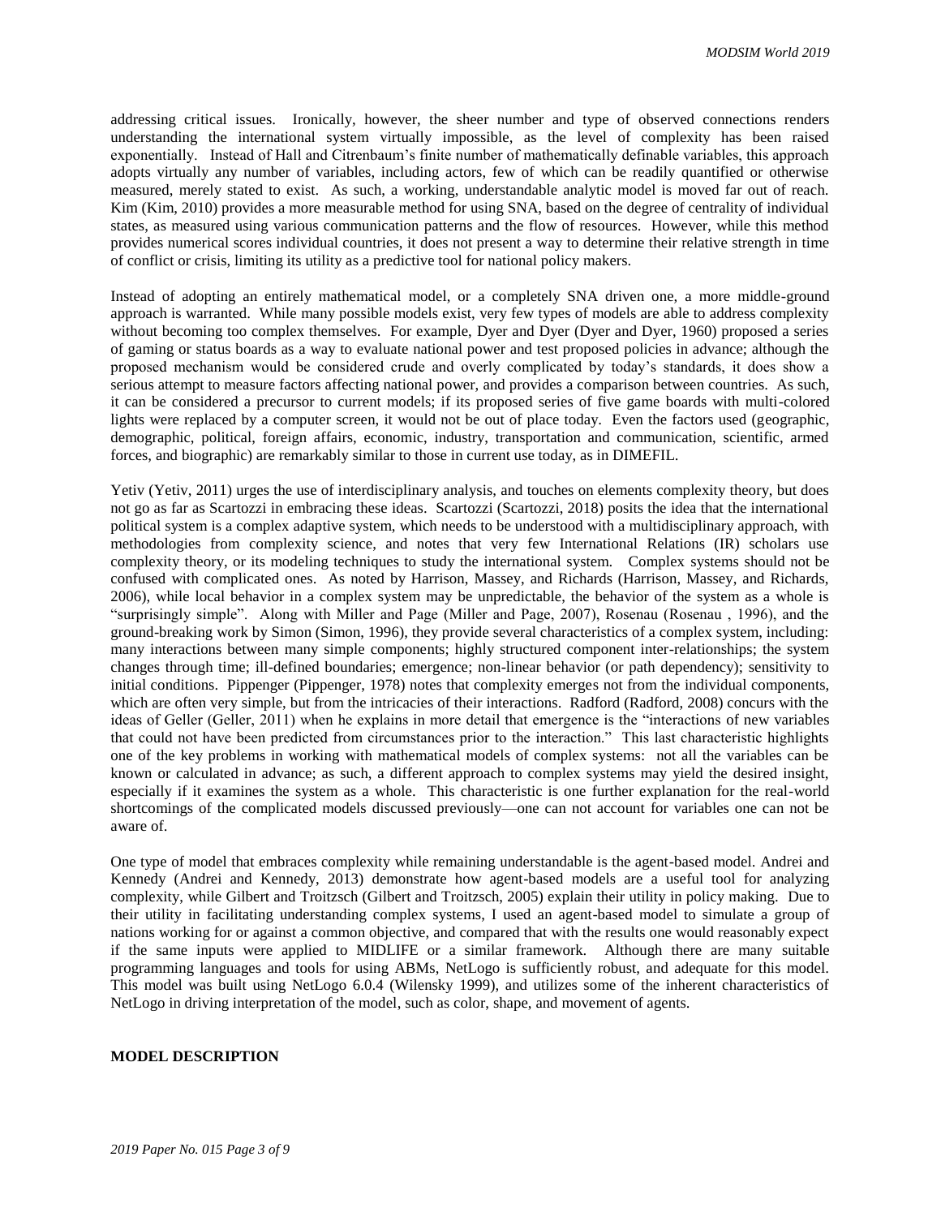addressing critical issues. Ironically, however, the sheer number and type of observed connections renders understanding the international system virtually impossible, as the level of complexity has been raised exponentially. Instead of Hall and Citrenbaum's finite number of mathematically definable variables, this approach adopts virtually any number of variables, including actors, few of which can be readily quantified or otherwise measured, merely stated to exist. As such, a working, understandable analytic model is moved far out of reach. Kim (Kim, 2010) provides a more measurable method for using SNA, based on the degree of centrality of individual states, as measured using various communication patterns and the flow of resources. However, while this method provides numerical scores individual countries, it does not present a way to determine their relative strength in time of conflict or crisis, limiting its utility as a predictive tool for national policy makers.

Instead of adopting an entirely mathematical model, or a completely SNA driven one, a more middle-ground approach is warranted. While many possible models exist, very few types of models are able to address complexity without becoming too complex themselves. For example, Dyer and Dyer (Dyer and Dyer, 1960) proposed a series of gaming or status boards as a way to evaluate national power and test proposed policies in advance; although the proposed mechanism would be considered crude and overly complicated by today's standards, it does show a serious attempt to measure factors affecting national power, and provides a comparison between countries. As such, it can be considered a precursor to current models; if its proposed series of five game boards with multi-colored lights were replaced by a computer screen, it would not be out of place today. Even the factors used (geographic, demographic, political, foreign affairs, economic, industry, transportation and communication, scientific, armed forces, and biographic) are remarkably similar to those in current use today, as in DIMEFIL.

Yetiv (Yetiv, 2011) urges the use of interdisciplinary analysis, and touches on elements complexity theory, but does not go as far as Scartozzi in embracing these ideas. Scartozzi (Scartozzi, 2018) posits the idea that the international political system is a complex adaptive system, which needs to be understood with a multidisciplinary approach, with methodologies from complexity science, and notes that very few International Relations (IR) scholars use complexity theory, or its modeling techniques to study the international system. Complex systems should not be confused with complicated ones. As noted by Harrison, Massey, and Richards (Harrison, Massey, and Richards, 2006), while local behavior in a complex system may be unpredictable, the behavior of the system as a whole is "surprisingly simple". Along with Miller and Page (Miller and Page, 2007), Rosenau (Rosenau , 1996), and the ground-breaking work by Simon (Simon, 1996), they provide several characteristics of a complex system, including: many interactions between many simple components; highly structured component inter-relationships; the system changes through time; ill-defined boundaries; emergence; non-linear behavior (or path dependency); sensitivity to initial conditions. Pippenger (Pippenger, 1978) notes that complexity emerges not from the individual components, which are often very simple, but from the intricacies of their interactions. Radford (Radford, 2008) concurs with the ideas of Geller (Geller, 2011) when he explains in more detail that emergence is the "interactions of new variables that could not have been predicted from circumstances prior to the interaction." This last characteristic highlights one of the key problems in working with mathematical models of complex systems: not all the variables can be known or calculated in advance; as such, a different approach to complex systems may yield the desired insight, especially if it examines the system as a whole. This characteristic is one further explanation for the real-world shortcomings of the complicated models discussed previously—one can not account for variables one can not be aware of.

One type of model that embraces complexity while remaining understandable is the agent-based model. Andrei and Kennedy (Andrei and Kennedy, 2013) demonstrate how agent-based models are a useful tool for analyzing complexity, while Gilbert and Troitzsch (Gilbert and Troitzsch, 2005) explain their utility in policy making. Due to their utility in facilitating understanding complex systems, I used an agent-based model to simulate a group of nations working for or against a common objective, and compared that with the results one would reasonably expect if the same inputs were applied to MIDLIFE or a similar framework. Although there are many suitable programming languages and tools for using ABMs, NetLogo is sufficiently robust, and adequate for this model. This model was built using NetLogo 6.0.4 (Wilensky 1999), and utilizes some of the inherent characteristics of NetLogo in driving interpretation of the model, such as color, shape, and movement of agents.

## MODEL DESCRIPTION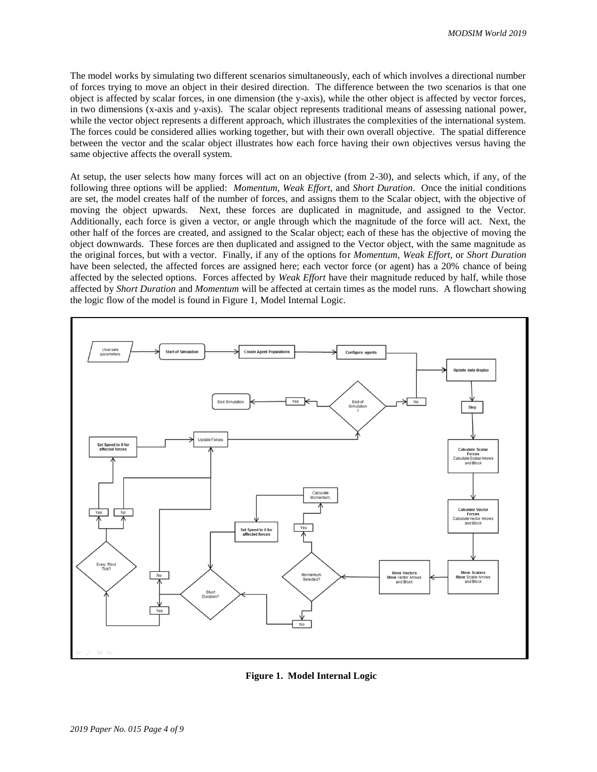The model works by simulating two different scenarios simultaneously, each of which involves a directional number of forces trying to move an object in their desired direction. The difference between the two scenarios is that one object is affected by scalar forces, in one dimension (the y-axis), while the other object is affected by vector forces, in two dimensions (x-axis and y-axis). The scalar object represents traditional means of assessing national power, while the vector object represents a different approach, which illustrates the complexities of the international system. The forces could be considered allies working together, but with their own overall objective. The spatial difference between the vector and the scalar object illustrates how each force having their own objectives versus having the same objective affects the overall system.

At setup, the user selects how many forces will act on an objective (from 2-30), and selects which, if any, of the following three options will be applied: *Momentum, Weak Effort,* and *Short Duration*. Once the initial conditions are set, the model creates half of the number of forces, and assigns them to the Scalar object, with the objective of moving the object upwards. Next, these forces are duplicated in magnitude, and assigned to the Vector. Additionally, each force is given a vector, or angle through which the magnitude of the force will act. Next, the other half of the forces are created, and assigned to the Scalar object; each of these has the objective of moving the object downwards. These forces are then duplicated and assigned to the Vector object, with the same magnitude as the original forces, but with a vector. Finally, if any of the options for *Momentum*, *Weak Effort*, or *Short Duration* have been selected, the affected forces are assigned here; each vector force (or agent) has a 20% chance of being affected by the selected options. Forces affected by *Weak Effort* have their magnitude reduced by half, while those affected by *Short Duration* and *Momentum* will be affected at certain times as the model runs. A flowchart showing the logic flow of the model is found in Figure 1, Model Internal Logic.

**Figure 1. Model Internal Logic**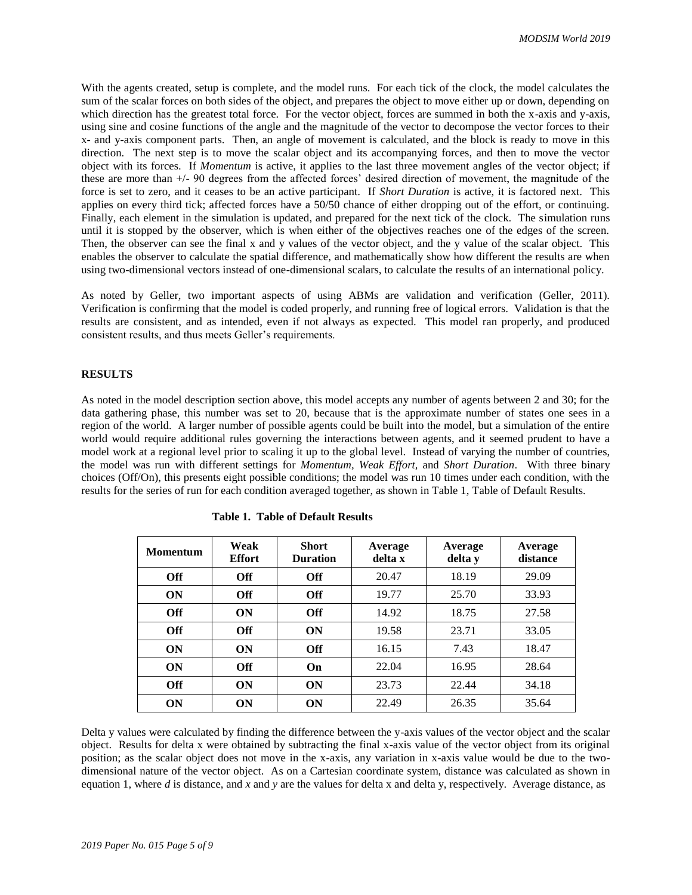With the agents created, setup is complete, and the model runs. For each tick of the clock, the model calculates the sum of the scalar forces on both sides of the object, and prepares the object to move either up or down, depending on which direction has the greatest total force. For the vector object, forces are summed in both the x-axis and y-axis, using sine and cosine functions of the angle and the magnitude of the vector to decompose the vector forces to their x- and y-axis component parts. Then, an angle of movement is calculated, and the block is ready to move in this direction. The next step is to move the scalar object and its accompanying forces, and then to move the vector object with its forces. If *Momentum* is active, it applies to the last three movement angles of the vector object; if these are more than +/- 90 degrees from the affected forces' desired direction of movement, the magnitude of the force is set to zero, and it ceases to be an active participant. If *Short Duration* is active, it is factored next. This applies on every third tick; affected forces have a 50/50 chance of either dropping out of the effort, or continuing. Finally, each element in the simulation is updated, and prepared for the next tick of the clock. The simulation runs until it is stopped by the observer, which is when either of the objectives reaches one of the edges of the screen. Then, the observer can see the final x and y values of the vector object, and the y value of the scalar object. This enables the observer to calculate the spatial difference, and mathematically show how different the results are when using two-dimensional vectors instead of one-dimensional scalars, to calculate the results of an international policy.

As noted by Geller, two important aspects of using ABMs are validation and verification (Geller, 2011). Verification is confirming that the model is coded properly, and running free of logical errors. Validation is that the results are consistent, and as intended, even if not always as expected. This model ran properly, and produced consistent results, and thus meets Geller's requirements.

## RESULTS

As noted in the model description section above, this model accepts any number of agents between 2 and 30; for the data gathering phase, this number was set to 20, because that is the approximate number of states one sees in a region of the world. A larger number of possible agents could be built into the model, but a simulation of the entire world would require additional rules governing the interactions between agents, and it seemed prudent to have a model work at a regional level prior to scaling it up to the global level. Instead of varying the number of countries, the model was run with different settings for *Momentum*, *Weak Effort*, and *Short Duration*. With three binary choices (Off/On), this presents eight possible conditions; the model was run 10 times under each condition, with the results for the series of run for each condition averaged together, as shown in Table 1, Table of Default Results.

**Table 1. Table of Default Results**

| Momentum | Weak Effort | Short Duration | Average delta x | Average delta y | Average distance |
|---|---|---|---|---|---|
| **Off** | **Off** | **Off** | 20.47 | 18.19 | 29.09 |
| **ON** | **Off** | **Off** | 19.77 | 25.70 | 33.93 |
| **Off** | **ON** | **Off** | 14.92 | 18.75 | 27.58 |
| **Off** | **Off** | **ON** | 19.58 | 23.71 | 33.05 |
| **ON** | **ON** | **Off** | 16.15 | 7.43 | 18.47 |
| **ON** | **Off** | **On** | 22.04 | 16.95 | 28.64 |
| **Off** | **ON** | **ON** | 23.73 | 22.44 | 34.18 |
| **ON** | **ON** | **ON** | 22.49 | 26.35 | 35.64 |

Delta y values were calculated by finding the difference between the y-axis values of the vector object and the scalar object. Results for delta x were obtained by subtracting the final x-axis value of the vector object from its original position; as the scalar object does not move in the x-axis, any variation in x-axis value would be due to the two-dimensional nature of the vector object. As on a Cartesian coordinate system, distance was calculated as shown in equation 1, where $d$ is distance, and $x$ and $y$ are the values for delta x and delta y, respectively. Average distance, as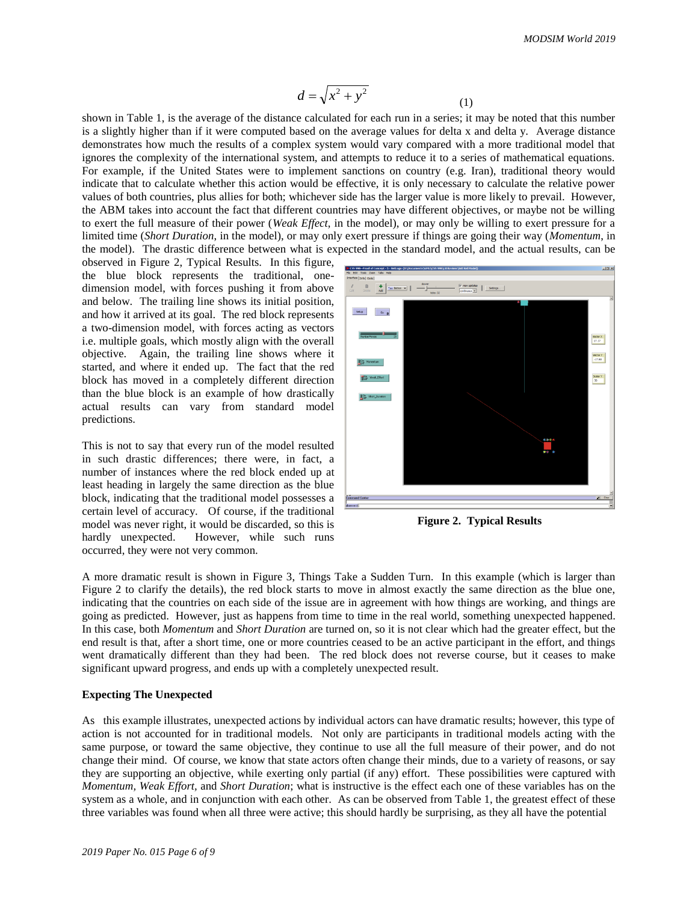$$d = \sqrt{x^2 + y^2} \quad (1)$$

shown in Table 1, is the average of the distance calculated for each run in a series; it may be noted that this number is a slightly higher than if it were computed based on the average values for delta x and delta y. Average distance demonstrates how much the results of a complex system would vary compared with a more traditional model that ignores the complexity of the international system, and attempts to reduce it to a series of mathematical equations. For example, if the United States were to implement sanctions on country (e.g. Iran), traditional theory would indicate that to calculate whether this action would be effective, it is only necessary to calculate the relative power values of both countries, plus allies for both; whichever side has the larger value is more likely to prevail. However, the ABM takes into account the fact that different countries may have different objectives, or maybe not be willing to exert the full measure of their power (*Weak Effect*, in the model), or may only be willing to exert pressure for a limited time (*Short Duration*, in the model), or may only exert pressure if things are going their way (*Momentum*, in the model). The drastic difference between what is expected in the standard model, and the actual results, can be observed in Figure 2, Typical Results. In this figure, the blue block represents the traditional, one-dimension model, with forces pushing it from above and below. The trailing line shows its initial position, and how it arrived at its goal. The red block represents a two-dimension model, with forces acting as vectors i.e. multiple goals, which mostly align with the overall objective. Again, the trailing line shows where it started, and where it ended up. The fact that the red block has moved in a completely different direction than the blue block is an example of how drastically actual results can vary from standard model predictions.

This is not to say that every run of the model resulted in such drastic differences; there were, in fact, a number of instances where the red block ended up at least heading in largely the same direction as the blue block, indicating that the traditional model possesses a certain level of accuracy. Of course, if the traditional model was never right, it would be discarded, so this is hardly unexpected. However, while such runs occurred, they were not very common.

**Figure 2. Typical Results**

A more dramatic result is shown in Figure 3, Things Take a Sudden Turn. In this example (which is larger than Figure 2 to clarify the details), the red block starts to move in almost exactly the same direction as the blue one, indicating that the countries on each side of the issue are in agreement with how things are working, and things are going as predicted. However, just as happens from time to time in the real world, something unexpected happened. In this case, both *Momentum* and *Short Duration* are turned on, so it is not clear which had the greater effect, but the end result is that, after a short time, one or more countries ceased to be an active participant in the effort, and things went dramatically different than they had been. The red block does not reverse course, but it ceases to make significant upward progress, and ends up with a completely unexpected result.

**Expecting The Unexpected**

As this example illustrates, unexpected actions by individual actors can have dramatic results; however, this type of action is not accounted for in traditional models. Not only are participants in traditional models acting with the same purpose, or toward the same objective, they continue to use all the full measure of their power, and do not change their mind. Of course, we know that state actors often change their minds, due to a variety of reasons, or say they are supporting an objective, while exerting only partial (if any) effort. These possibilities were captured with *Momentum*, *Weak Effort*, and *Short Duration*; what is instructive is the effect each one of these variables has on the system as a whole, and in conjunction with each other. As can be observed from Table 1, the greatest effect of these three variables was found when all three were active; this should hardly be surprising, as they all have the potential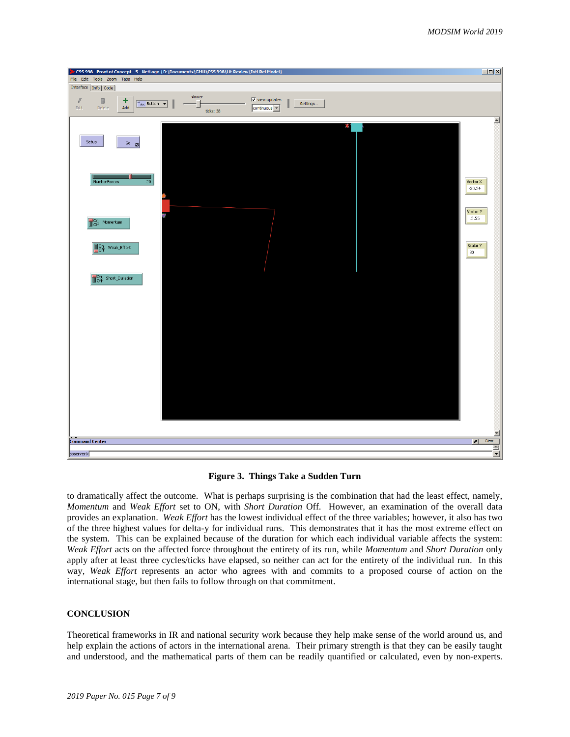**Figure 3. Things Take a Sudden Turn**

to dramatically affect the outcome. What is perhaps surprising is the combination that had the least effect, namely, *Momentum* and *Weak Effort* set to ON, with *Short Duration* Off. However, an examination of the overall data provides an explanation. *Weak Effort* has the lowest individual effect of the three variables; however, it also has two of the three highest values for delta-y for individual runs. This demonstrates that it has the most extreme effect on the system. This can be explained because of the duration for which each individual variable affects the system: *Weak Effort* acts on the affected force throughout the entirety of its run, while *Momentum* and *Short Duration* only apply after at least three cycles/ticks have elapsed, so neither can act for the entirety of the individual run. In this way, *Weak Effort* represents an actor who agrees with and commits to a proposed course of action on the international stage, but then fails to follow through on that commitment.

## CONCLUSION

Theoretical frameworks in IR and national security work because they help make sense of the world around us, and help explain the actions of actors in the international arena. Their primary strength is that they can be easily taught and understood, and the mathematical parts of them can be readily quantified or calculated, even by non-experts.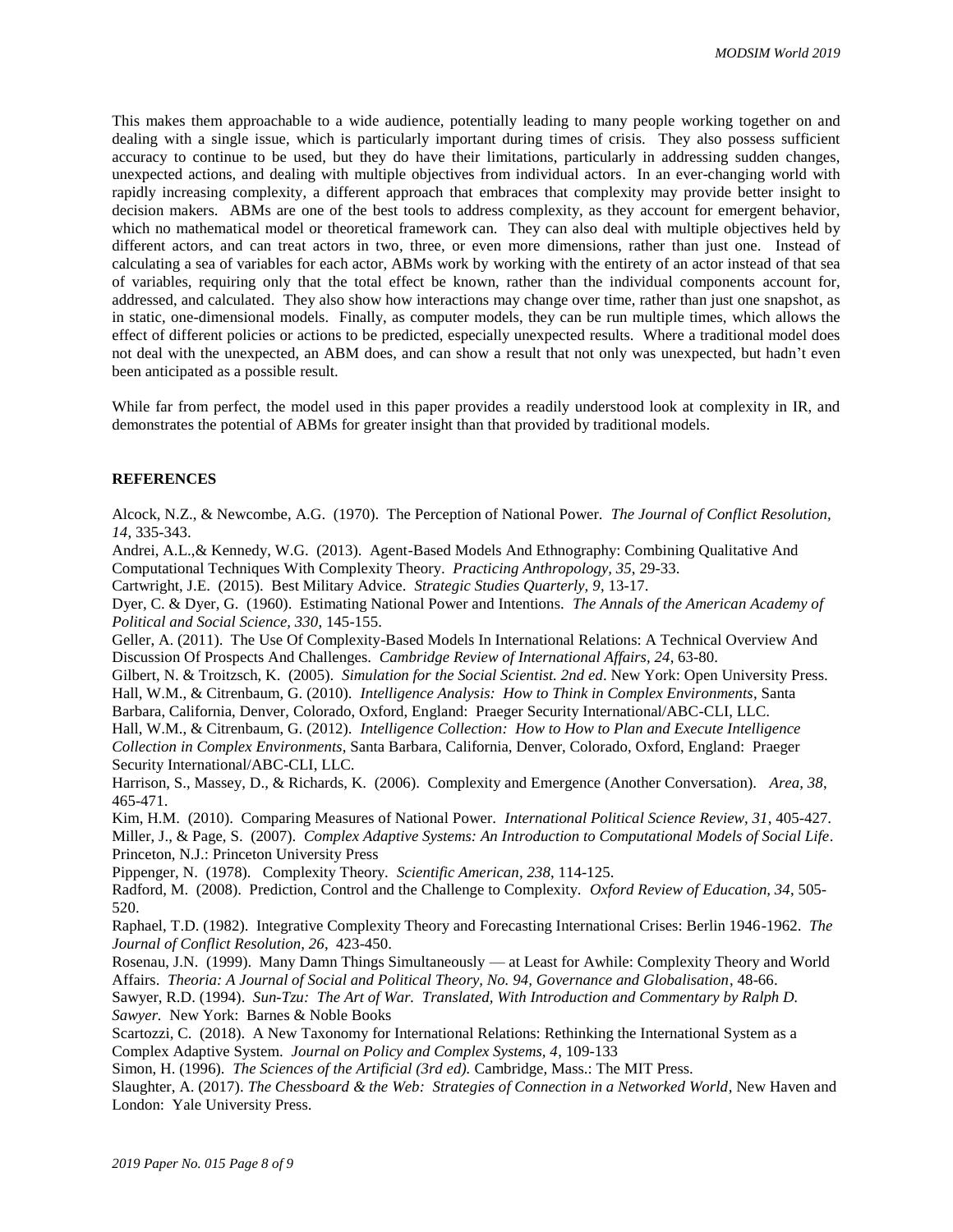This makes them approachable to a wide audience, potentially leading to many people working together on and dealing with a single issue, which is particularly important during times of crisis. They also possess sufficient accuracy to continue to be used, but they do have their limitations, particularly in addressing sudden changes, unexpected actions, and dealing with multiple objectives from individual actors. In an ever-changing world with rapidly increasing complexity, a different approach that embraces that complexity may provide better insight to decision makers. ABMs are one of the best tools to address complexity, as they account for emergent behavior, which no mathematical model or theoretical framework can. They can also deal with multiple objectives held by different actors, and can treat actors in two, three, or even more dimensions, rather than just one. Instead of calculating a sea of variables for each actor, ABMs work by working with the entirety of an actor instead of that sea of variables, requiring only that the total effect be known, rather than the individual components account for, addressed, and calculated. They also show how interactions may change over time, rather than just one snapshot, as in static, one-dimensional models. Finally, as computer models, they can be run multiple times, which allows the effect of different policies or actions to be predicted, especially unexpected results. Where a traditional model does not deal with the unexpected, an ABM does, and can show a result that not only was unexpected, but hadn't even been anticipated as a possible result.

While far from perfect, the model used in this paper provides a readily understood look at complexity in IR, and demonstrates the potential of ABMs for greater insight than that provided by traditional models.

## REFERENCES

Alcock, N.Z., & Newcombe, A.G. (1970). The Perception of National Power. *The Journal of Conflict Resolution, 14*, 335-343.

Andrei, A.L.,& Kennedy, W.G. (2013). Agent-Based Models And Ethnography: Combining Qualitative And Computational Techniques With Complexity Theory. *Practicing Anthropology, 35*, 29-33.

Cartwright, J.E. (2015). Best Military Advice. *Strategic Studies Quarterly, 9*, 13-17.

Dyer, C. & Dyer, G. (1960). Estimating National Power and Intentions. *The Annals of the American Academy of Political and Social Science, 330*, 145-155.

Geller, A. (2011). The Use Of Complexity-Based Models In International Relations: A Technical Overview And Discussion Of Prospects And Challenges. *Cambridge Review of International Affairs, 24*, 63-80.

Gilbert, N. & Troitzsch, K. (2005). *Simulation for the Social Scientist. 2nd ed*. New York: Open University Press.

Hall, W.M., & Citrenbaum, G. (2010). *Intelligence Analysis: How to Think in Complex Environments*, Santa Barbara, California, Denver, Colorado, Oxford, England: Praeger Security International/ABC-CLI, LLC.

Hall, W.M., & Citrenbaum, G. (2012). *Intelligence Collection: How to How to Plan and Execute Intelligence Collection in Complex Environments*, Santa Barbara, California, Denver, Colorado, Oxford, England: Praeger Security International/ABC-CLI, LLC.

Harrison, S., Massey, D., & Richards, K. (2006). Complexity and Emergence (Another Conversation). *Area, 38*, 465-471.

Kim, H.M. (2010). Comparing Measures of National Power. *International Political Science Review, 31*, 405-427.

Miller, J., & Page, S. (2007). *Complex Adaptive Systems: An Introduction to Computational Models of Social Life*. Princeton, N.J.: Princeton University Press

Pippenger, N. (1978). Complexity Theory. *Scientific American, 238*, 114-125.

Radford, M. (2008). Prediction, Control and the Challenge to Complexity. *Oxford Review of Education, 34*, 505-520.

Raphael, T.D. (1982). Integrative Complexity Theory and Forecasting International Crises: Berlin 1946-1962. *The Journal of Conflict Resolution, 26*, 423-450.

Rosenau, J.N. (1999). Many Damn Things Simultaneously — at Least for Awhile: Complexity Theory and World Affairs. *Theoria: A Journal of Social and Political Theory, No. 94, Governance and Globalisation*, 48-66.

Sawyer, R.D. (1994). *Sun-Tzu: The Art of War. Translated, With Introduction and Commentary by Ralph D. Sawyer.* New York: Barnes & Noble Books

Scartozzi, C. (2018). A New Taxonomy for International Relations: Rethinking the International System as a Complex Adaptive System. *Journal on Policy and Complex Systems, 4*, 109-133

Simon, H. (1996). *The Sciences of the Artificial (3rd ed).* Cambridge, Mass.: The MIT Press.

Slaughter, A. (2017). *The Chessboard & the Web: Strategies of Connection in a Networked World*, New Haven and London: Yale University Press.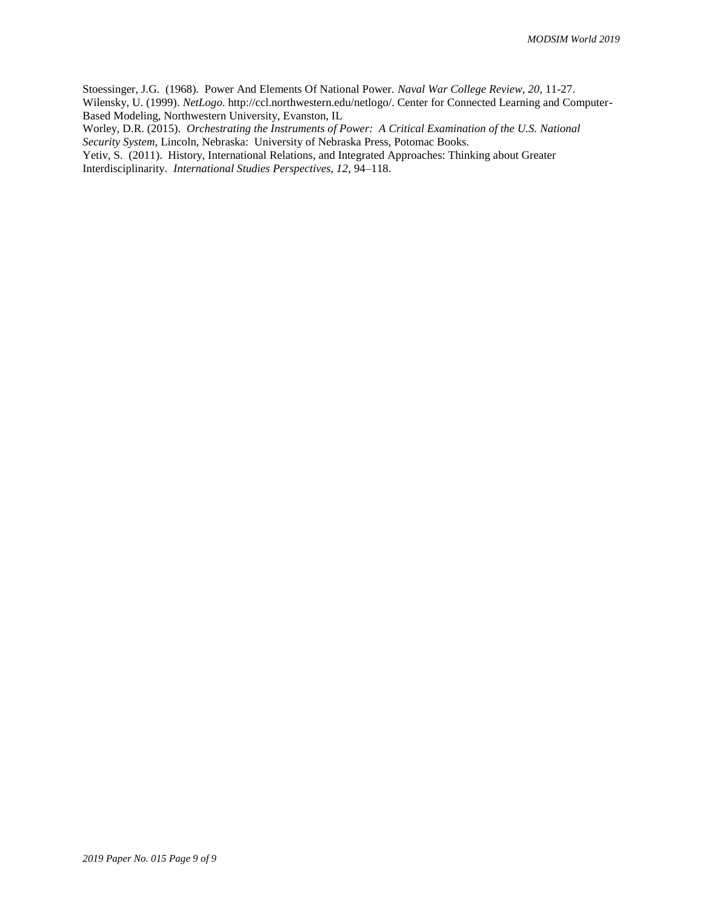Stoessinger, J.G. (1968). Power And Elements Of National Power. *Naval War College Review, 20*, 11-27.

Wilensky, U. (1999). *NetLogo*. http://ccl.northwestern.edu/netlogo/. Center for Connected Learning and Computer-Based Modeling, Northwestern University, Evanston, IL

Worley, D.R. (2015). *Orchestrating the Instruments of Power: A Critical Examination of the U.S. National Security System*, Lincoln, Nebraska: University of Nebraska Press, Potomac Books.

Yetiv, S. (2011). History, International Relations, and Integrated Approaches: Thinking about Greater Interdisciplinarity. *International Studies Perspectives, 12*, 94–118.